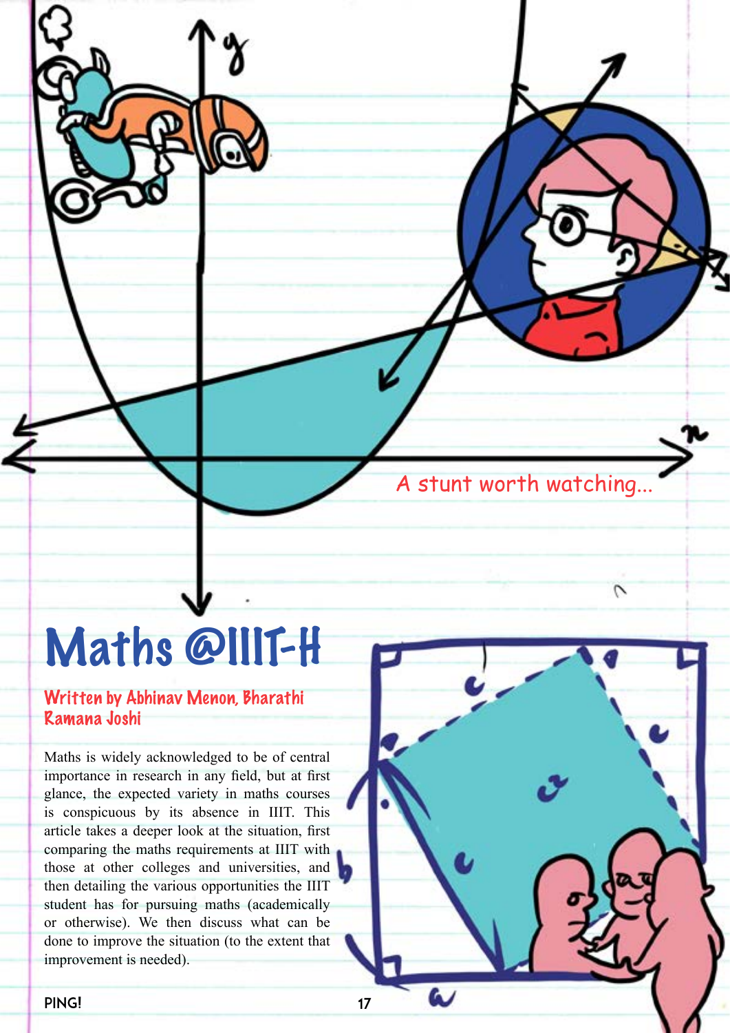A stunt worth watching...

# Maths @IIIT-H

**Written by Abhinav Menon, Bharathi Ramana Joshi**

Maths is widely acknowledged to be of central importance in research in any field, but at first glance, the expected variety in maths courses is conspicuous by its absence in IIIT. This article takes a deeper look at the situation, first comparing the maths requirements at IIIT with those at other colleges and universities, and then detailing the various opportunities the IIIT student has for pursuing maths (academically or otherwise). We then discuss what can be done to improve the situation (to the extent that improvement is needed).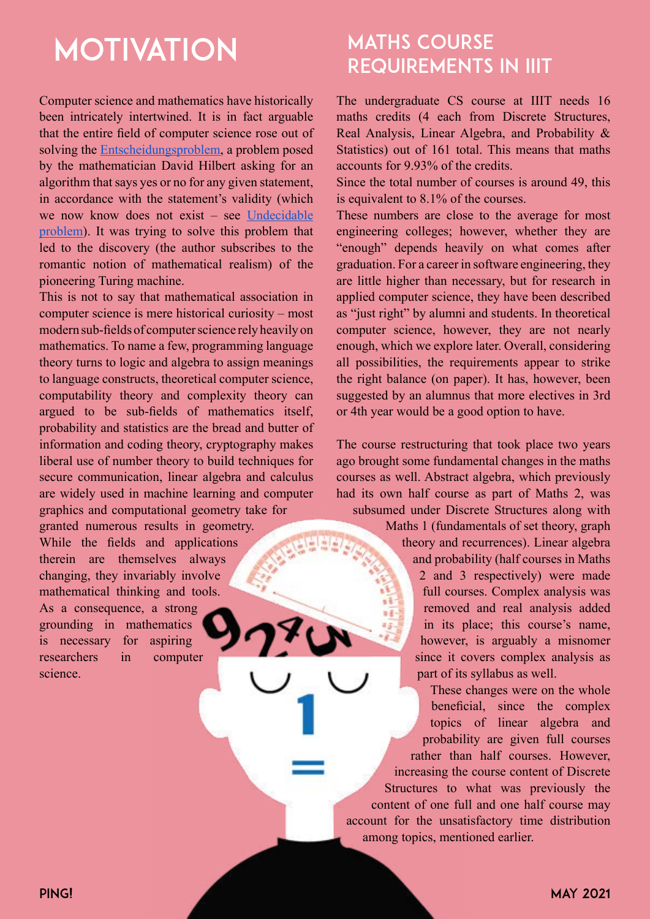# MOTIVATION

Computer science and mathematics have historically been intricately intertwined. It is in fact arguable that the entire field of computer science rose out of solving the [Entscheidungsproblem](), a problem posed by the mathematician David Hilbert asking for an algorithm that says yes or no for any given statement, in accordance with the statement's validity (which we now know does not exist – see [Undecidable problem]()). It was trying to solve this problem that led to the discovery (the author subscribes to the romantic notion of mathematical realism) of the pioneering Turing machine.

This is not to say that mathematical association in computer science is mere historical curiosity – most modern sub-fields of computer science rely heavily on mathematics. To name a few, programming language theory turns to logic and algebra to assign meanings to language constructs, theoretical computer science, computability theory and complexity theory can argued to be sub-fields of mathematics itself, probability and statistics are the bread and butter of information and coding theory, cryptography makes liberal use of number theory to build techniques for secure communication, linear algebra and calculus are widely used in machine learning and computer graphics and computational geometry take for granted numerous results in geometry.

While the fields and applications therein are themselves always changing, they invariably involve mathematical thinking and tools. As a consequence, a strong grounding in mathematics is necessary for aspiring researchers in computer science.

# MATHS COURSE REQUIREMENTS IN IIIT

The undergraduate CS course at IIIT needs 16 maths credits (4 each from Discrete Structures, Real Analysis, Linear Algebra, and Probability & Statistics) out of 161 total. This means that maths accounts for 9.93% of the credits.

Since the total number of courses is around 49, this is equivalent to 8.1% of the courses.

These numbers are close to the average for most engineering colleges; however, whether they are "enough" depends heavily on what comes after graduation. For a career in software engineering, they are little higher than necessary, but for research in applied computer science, they have been described as "just right" by alumni and students. In theoretical computer science, however, they are not nearly enough, which we explore later. Overall, considering all possibilities, the requirements appear to strike the right balance (on paper). It has, however, been suggested by an alumnus that more electives in 3rd or 4th year would be a good option to have.

The course restructuring that took place two years ago brought some fundamental changes in the maths courses as well. Abstract algebra, which previously had its own half course as part of Maths 2, was subsumed under Discrete Structures along with Maths 1 (fundamentals of set theory, graph theory and recurrences). Linear algebra and probability (half courses in Maths 2 and 3 respectively) were made full courses. Complex analysis was removed and real analysis added in its place; this course's name, however, is arguably a misnomer since it covers complex analysis as part of its syllabus as well.

These changes were on the whole beneficial, since the complex topics of linear algebra and probability are given full courses rather than half courses. However, increasing the course content of Discrete Structures to what was previously the content of one full and one half course may account for the unsatisfactory time distribution among topics, mentioned earlier.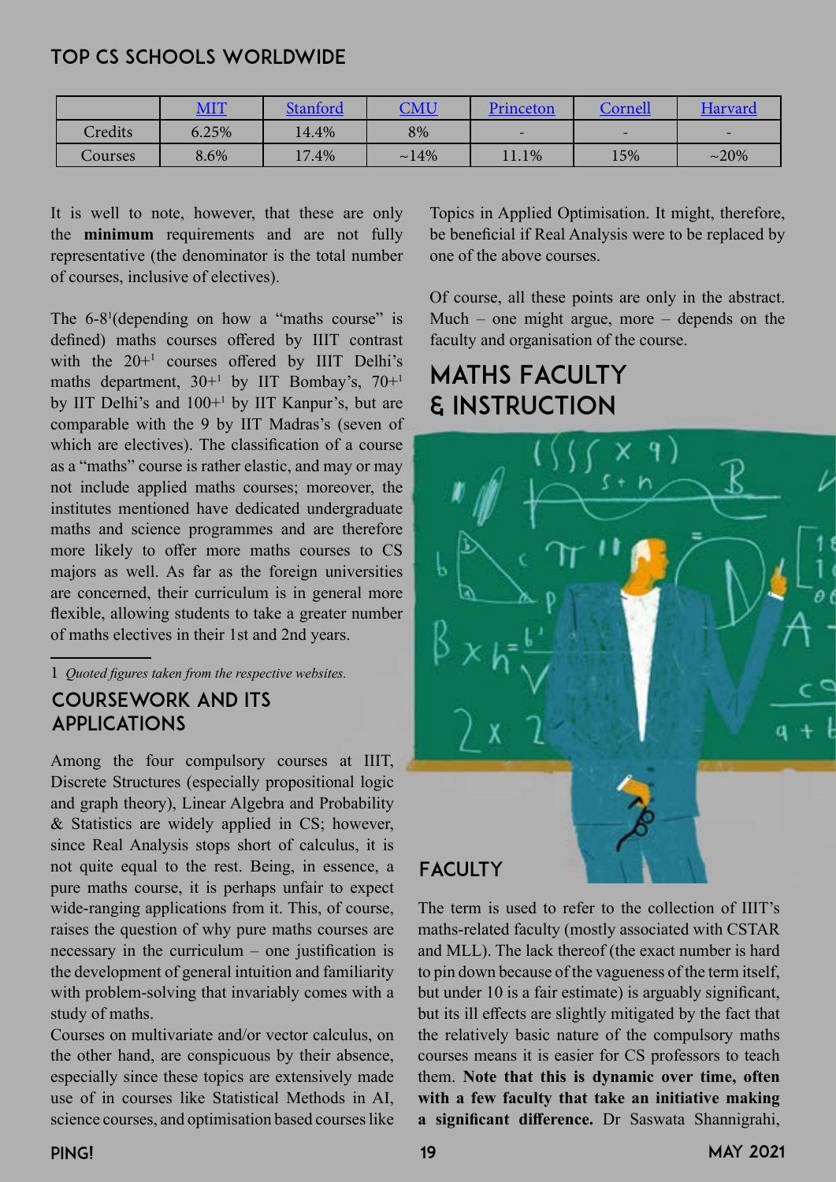## TOP CS SCHOOLS WORLDWIDE

| | MIT | Stanford | CMU | Princeton | Cornell | Harvard |
|---|---|---|---|---|---|---|
| Credits | 6.25% | 14.4% | 8% | - | - | - |
| Courses | 8.6% | 17.4% | ~14% | 11.1% | 15% | ~20% |

It is well to note, however, that these are only the **minimum** requirements and are not fully representative (the denominator is the total number of courses, inclusive of electives).

The 6-8[1](depending on how a "maths course" is defined) maths courses offered by IIIT contrast with the 20+[1] courses offered by IIIT Delhi's maths department, 30+[1] by IIT Bombay's, 70+[1] by IIT Delhi's and 100+[1] by IIT Kanpur's, but are comparable with the 9 by IIT Madras's (seven of which are electives). The classification of a course as a "maths" course is rather elastic, and may or may not include applied maths courses; moreover, the institutes mentioned have dedicated undergraduate maths and science programmes and are therefore more likely to offer more maths courses to CS majors as well. As far as the foreign universities are concerned, their curriculum is in general more flexible, allowing students to take a greater number of maths electives in their 1st and 2nd years.

1 *Quoted figures taken from the respective websites.*

### COURSEWORK AND ITS APPLICATIONS

Among the four compulsory courses at IIIT, Discrete Structures (especially propositional logic and graph theory), Linear Algebra and Probability & Statistics are widely applied in CS; however, since Real Analysis stops short of calculus, it is not quite equal to the rest. Being, in essence, a pure maths course, it is perhaps unfair to expect wide-ranging applications from it. This, of course, raises the question of why pure maths courses are necessary in the curriculum – one justification is the development of general intuition and familiarity with problem-solving that invariably comes with a study of maths.

Courses on multivariate and/or vector calculus, on the other hand, are conspicuous by their absence, especially since these topics are extensively made use of in courses like Statistical Methods in AI, science courses, and optimisation based courses like Topics in Applied Optimisation. It might, therefore, be beneficial if Real Analysis were to be replaced by one of the above courses.

Of course, all these points are only in the abstract. Much – one might argue, more – depends on the faculty and organisation of the course.

## MATHS FACULTY & INSTRUCTION

### FACULTY

The term is used to refer to the collection of IIIT's maths-related faculty (mostly associated with CSTAR and MLL). The lack thereof (the exact number is hard to pin down because of the vagueness of the term itself, but under 10 is a fair estimate) is arguably significant, but its ill effects are slightly mitigated by the fact that the relatively basic nature of the compulsory maths courses means it is easier for CS professors to teach them. **Note that this is dynamic over time, often with a few faculty that take an initiative making a significant difference.** Dr Saswata Shannigrahi,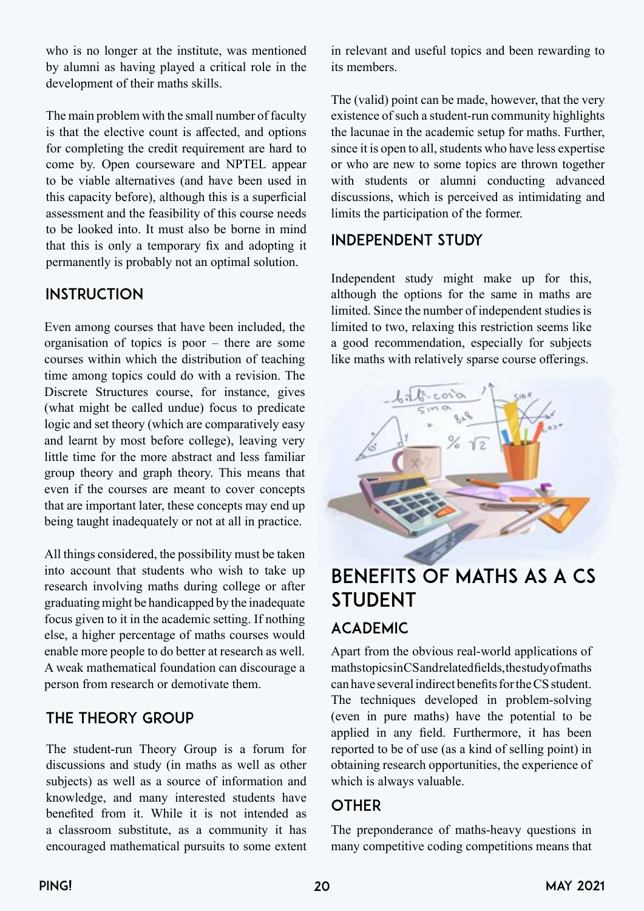who is no longer at the institute, was mentioned by alumni as having played a critical role in the development of their maths skills.

The main problem with the small number of faculty is that the elective count is affected, and options for completing the credit requirement are hard to come by. Open courseware and NPTEL appear to be viable alternatives (and have been used in this capacity before), although this is a superficial assessment and the feasibility of this course needs to be looked into. It must also be borne in mind that this is only a temporary fix and adopting it permanently is probably not an optimal solution.

### INSTRUCTION

Even among courses that have been included, the organisation of topics is poor – there are some courses within which the distribution of teaching time among topics could do with a revision. The Discrete Structures course, for instance, gives (what might be called undue) focus to predicate logic and set theory (which are comparatively easy and learnt by most before college), leaving very little time for the more abstract and less familiar group theory and graph theory. This means that even if the courses are meant to cover concepts that are important later, these concepts may end up being taught inadequately or not at all in practice.

All things considered, the possibility must be taken into account that students who wish to take up research involving maths during college or after graduating might be handicapped by the inadequate focus given to it in the academic setting. If nothing else, a higher percentage of maths courses would enable more people to do better at research as well. A weak mathematical foundation can discourage a person from research or demotivate them.

### THE THEORY GROUP

The student-run Theory Group is a forum for discussions and study (in maths as well as other subjects) as well as a source of information and knowledge, and many interested students have benefited from it. While it is not intended as a classroom substitute, as a community it has encouraged mathematical pursuits to some extent in relevant and useful topics and been rewarding to its members.

The (valid) point can be made, however, that the very existence of such a student-run community highlights the lacunae in the academic setup for maths. Further, since it is open to all, students who have less expertise or who are new to some topics are thrown together with students or alumni conducting advanced discussions, which is perceived as intimidating and limits the participation of the former.

### INDEPENDENT STUDY

Independent study might make up for this, although the options for the same in maths are limited. Since the number of independent studies is limited to two, relaxing this restriction seems like a good recommendation, especially for subjects like maths with relatively sparse course offerings.

## BENEFITS OF MATHS AS A CS STUDENT

### ACADEMIC

Apart from the obvious real-world applications of maths topics in CS and related fields, the study of maths can have several indirect benefits for the CS student. The techniques developed in problem-solving (even in pure maths) have the potential to be applied in any field. Furthermore, it has been reported to be of use (as a kind of selling point) in obtaining research opportunities, the experience of which is always valuable.

### OTHER

The preponderance of maths-heavy questions in many competitive coding competitions means that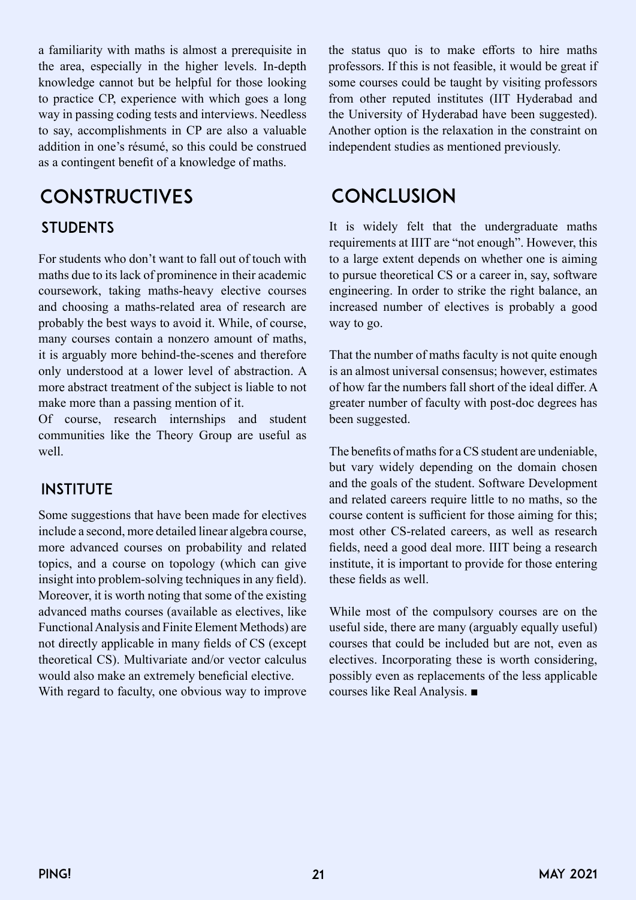a familiarity with maths is almost a prerequisite in the area, especially in the higher levels. In-depth knowledge cannot but be helpful for those looking to practice CP, experience with which goes a long way in passing coding tests and interviews. Needless to say, accomplishments in CP are also a valuable addition in one's résumé, so this could be construed as a contingent benefit of a knowledge of maths.

## CONSTRUCTIVES

### STUDENTS

For students who don't want to fall out of touch with maths due to its lack of prominence in their academic coursework, taking maths-heavy elective courses and choosing a maths-related area of research are probably the best ways to avoid it. While, of course, many courses contain a nonzero amount of maths, it is arguably more behind-the-scenes and therefore only understood at a lower level of abstraction. A more abstract treatment of the subject is liable to not make more than a passing mention of it.

Of course, research internships and student communities like the Theory Group are useful as well.

### INSTITUTE

Some suggestions that have been made for electives include a second, more detailed linear algebra course, more advanced courses on probability and related topics, and a course on topology (which can give insight into problem-solving techniques in any field). Moreover, it is worth noting that some of the existing advanced maths courses (available as electives, like Functional Analysis and Finite Element Methods) are not directly applicable in many fields of CS (except theoretical CS). Multivariate and/or vector calculus would also make an extremely beneficial elective.

With regard to faculty, one obvious way to improve the status quo is to make efforts to hire maths professors. If this is not feasible, it would be great if some courses could be taught by visiting professors from other reputed institutes (IIT Hyderabad and the University of Hyderabad have been suggested). Another option is the relaxation in the constraint on independent studies as mentioned previously.

## CONCLUSION

It is widely felt that the undergraduate maths requirements at IIIT are "not enough". However, this to a large extent depends on whether one is aiming to pursue theoretical CS or a career in, say, software engineering. In order to strike the right balance, an increased number of electives is probably a good way to go.

That the number of maths faculty is not quite enough is an almost universal consensus; however, estimates of how far the numbers fall short of the ideal differ. A greater number of faculty with post-doc degrees has been suggested.

The benefits of maths for a CS student are undeniable, but vary widely depending on the domain chosen and the goals of the student. Software Development and related careers require little to no maths, so the course content is sufficient for those aiming for this; most other CS-related careers, as well as research fields, need a good deal more. IIIT being a research institute, it is important to provide for those entering these fields as well.

While most of the compulsory courses are on the useful side, there are many (arguably equally useful) courses that could be included but are not, even as electives. Incorporating these is worth considering, possibly even as replacements of the less applicable courses like Real Analysis. ■